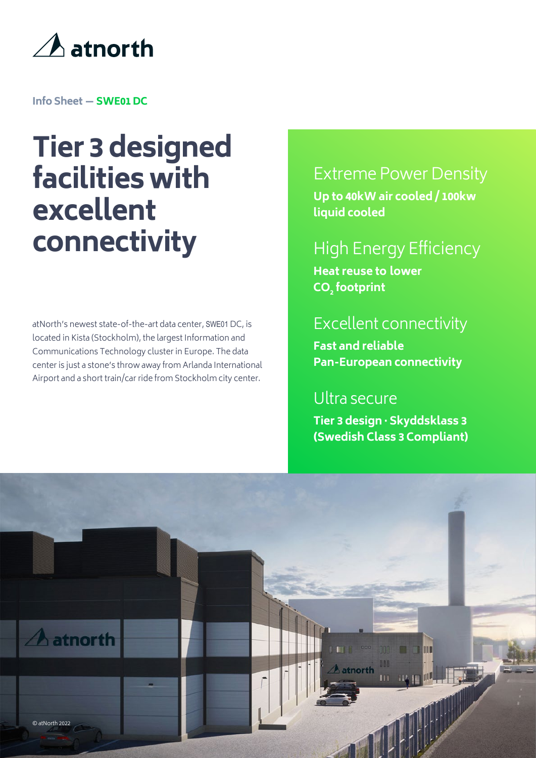atnorth

Info Sheet — **SWE01 DC**

# Tier 3 designed facilities with excellent connectivity

atNorth's newest state-of-the-art data center, SWE01 DC, is located in Kista (Stockholm), the largest Information and Communications Technology cluster in Europe. The data center is just a stone's throw away from Arlanda International Airport and a short train/car ride from Stockholm city center.

## Extreme Power Density

**Up to 40kW air cooled / 100kw liquid cooled**

## High Energy Efficiency

**Heat reuse to lower $CO_2$ footprint**

## Excellent connectivity

**Fast and reliable Pan-European connectivity**

## Ultra secure

**Tier 3 design · Skyddsklass 3 (Swedish Class 3 Compliant)**

© atNorth 2022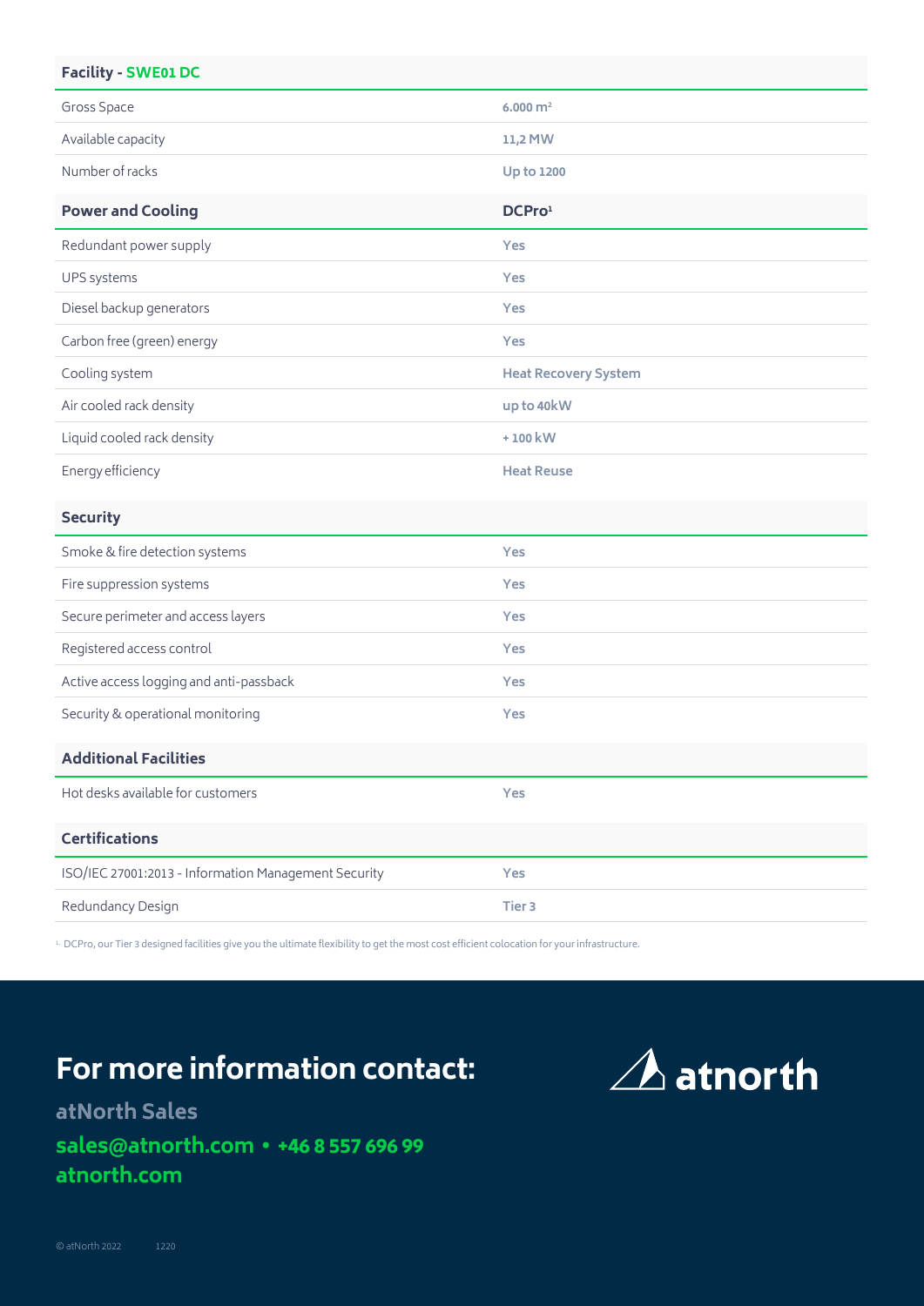| Facility - SWE01 DC | |
|---|---|
| Gross Space | 6.000 m² |
| Available capacity | 11,2 MW |
| Number of racks | Up to 1200 |
| **Power and Cooling** | **DCPro[1]** |
| Redundant power supply | Yes |
| UPS systems | Yes |
| Diesel backup generators | Yes |
| Carbon free (green) energy | Yes |
| Cooling system | Heat Recovery System |
| Air cooled rack density | up to 40kW |
| Liquid cooled rack density | + 100 kW |
| Energy efficiency | Heat Reuse |
| **Security** | |
| Smoke & fire detection systems | Yes |
| Fire suppression systems | Yes |
| Secure perimeter and access layers | Yes |
| Registered access control | Yes |
| Active access logging and anti-passback | Yes |
| Security & operational monitoring | Yes |
| **Additional Facilities** | |
| Hot desks available for customers | Yes |
| **Certifications** | |
| ISO/IEC 27001:2013 - Information Management Security | Yes |
| Redundancy Design | Tier 3 |

[1] DCPro, our Tier 3 designed facilities give you the ultimate flexibility to get the most cost efficient colocation for your infrastructure.

## For more information contact:

**atNorth Sales**

**sales@atnorth.com • +46 8 557 696 99**

**atnorth.com**

atnorth

© atNorth 2022 1220